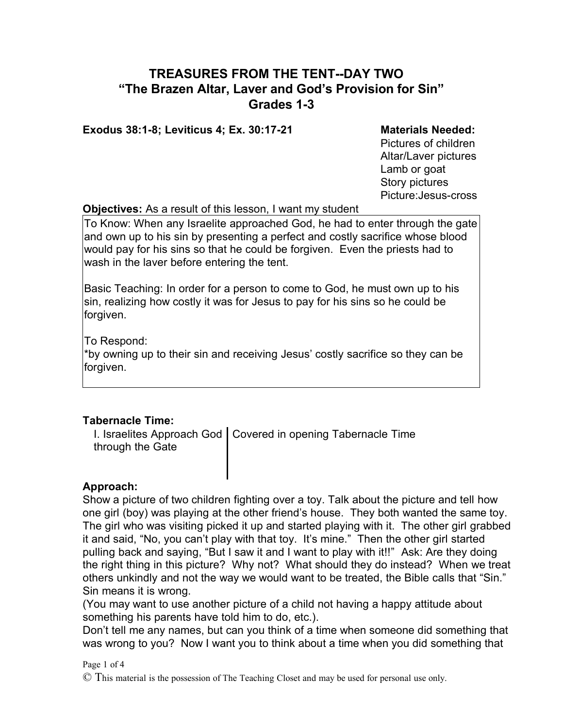# TREASURES FROM THE TENT--DAY TWO
## "The Brazen Altar, Laver and God's Provision for Sin"
## Grades 1-3

**Exodus 38:1-8; Leviticus 4; Ex. 30:17-21**

**Materials Needed:**
Pictures of children
Altar/Laver pictures
Lamb or goat
Story pictures
Picture:Jesus-cross

**Objectives:** As a result of this lesson, I want my student

To Know: When any Israelite approached God, he had to enter through the gate and own up to his sin by presenting a perfect and costly sacrifice whose blood would pay for his sins so that he could be forgiven. Even the priests had to wash in the laver before entering the tent.

Basic Teaching: In order for a person to come to God, he must own up to his sin, realizing how costly it was for Jesus to pay for his sins so he could be forgiven.

To Respond:
*by owning up to their sin and receiving Jesus' costly sacrifice so they can be forgiven.

**Tabernacle Time:**

| | |
|---|---|
| I. Israelites Approach God through the Gate | Covered in opening Tabernacle Time |

**Approach:**
Show a picture of two children fighting over a toy. Talk about the picture and tell how one girl (boy) was playing at the other friend's house. They both wanted the same toy. The girl who was visiting picked it up and started playing with it. The other girl grabbed it and said, "No, you can't play with that toy. It's mine." Then the other girl started pulling back and saying, "But I saw it and I want to play with it!!" Ask: Are they doing the right thing in this picture? Why not? What should they do instead? When we treat others unkindly and not the way we would want to be treated, the Bible calls that "Sin." Sin means it is wrong.
(You may want to use another picture of a child not having a happy attitude about something his parents have told him to do, etc.).
Don't tell me any names, but can you think of a time when someone did something that was wrong to you? Now I want you to think about a time when you did something that

© This material is the possession of The Teaching Closet and may be used for personal use only.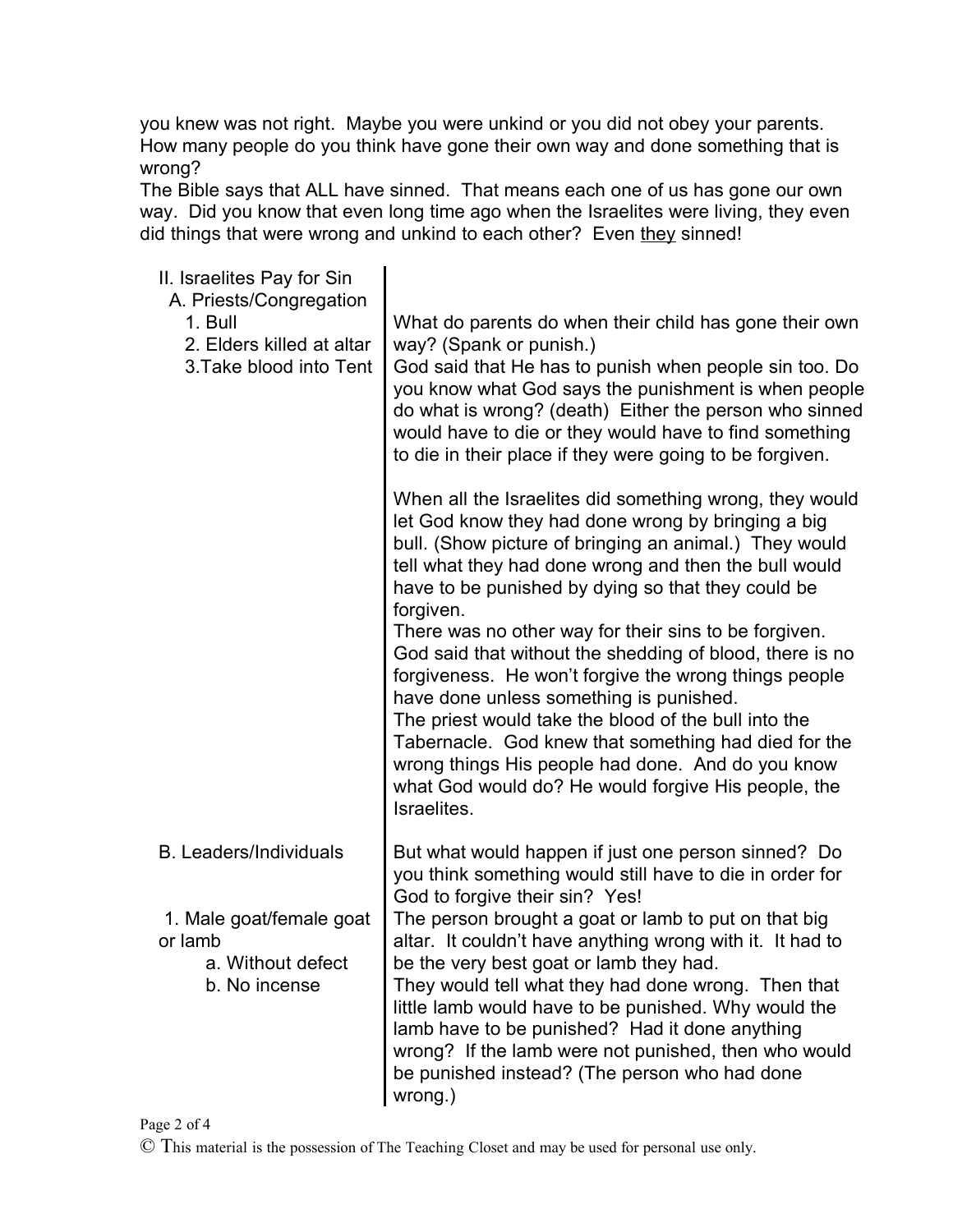you knew was not right. Maybe you were unkind or you did not obey your parents. How many people do you think have gone their own way and done something that is wrong?
The Bible says that ALL have sinned. That means each one of us has gone our own way. Did you know that even long time ago when the Israelites were living, they even did things that were wrong and unkind to each other? Even <u>they</u> sinned!

| | |
|---|---|
| II. Israelites Pay for Sin<br>A. Priests/Congregation<br>1. Bull<br>2. Elders killed at altar<br>3.Take blood into Tent | What do parents do when their child has gone their own way? (Spank or punish.)<br>God said that He has to punish when people sin too. Do you know what God says the punishment is when people do what is wrong? (death) Either the person who sinned would have to die or they would have to find something to die in their place if they were going to be forgiven.<br><br>When all the Israelites did something wrong, they would let God know they had done wrong by bringing a big bull. (Show picture of bringing an animal.) They would tell what they had done wrong and then the bull would have to be punished by dying so that they could be forgiven.<br>There was no other way for their sins to be forgiven. God said that without the shedding of blood, there is no forgiveness. He won't forgive the wrong things people have done unless something is punished.<br>The priest would take the blood of the bull into the Tabernacle. God knew that something had died for the wrong things His people had done. And do you know what God would do? He would forgive His people, the Israelites. |
| B. Leaders/Individuals | But what would happen if just one person sinned? Do you think something would still have to die in order for God to forgive their sin? Yes! |
| 1. Male goat/female goat or lamb<br>a. Without defect<br>b. No incense | The person brought a goat or lamb to put on that big altar. It couldn't have anything wrong with it. It had to be the very best goat or lamb they had.<br>They would tell what they had done wrong. Then that little lamb would have to be punished. Why would the lamb have to be punished? Had it done anything wrong? If the lamb were not punished, then who would be punished instead? (The person who had done wrong.) |

© This material is the possession of The Teaching Closet and may be used for personal use only.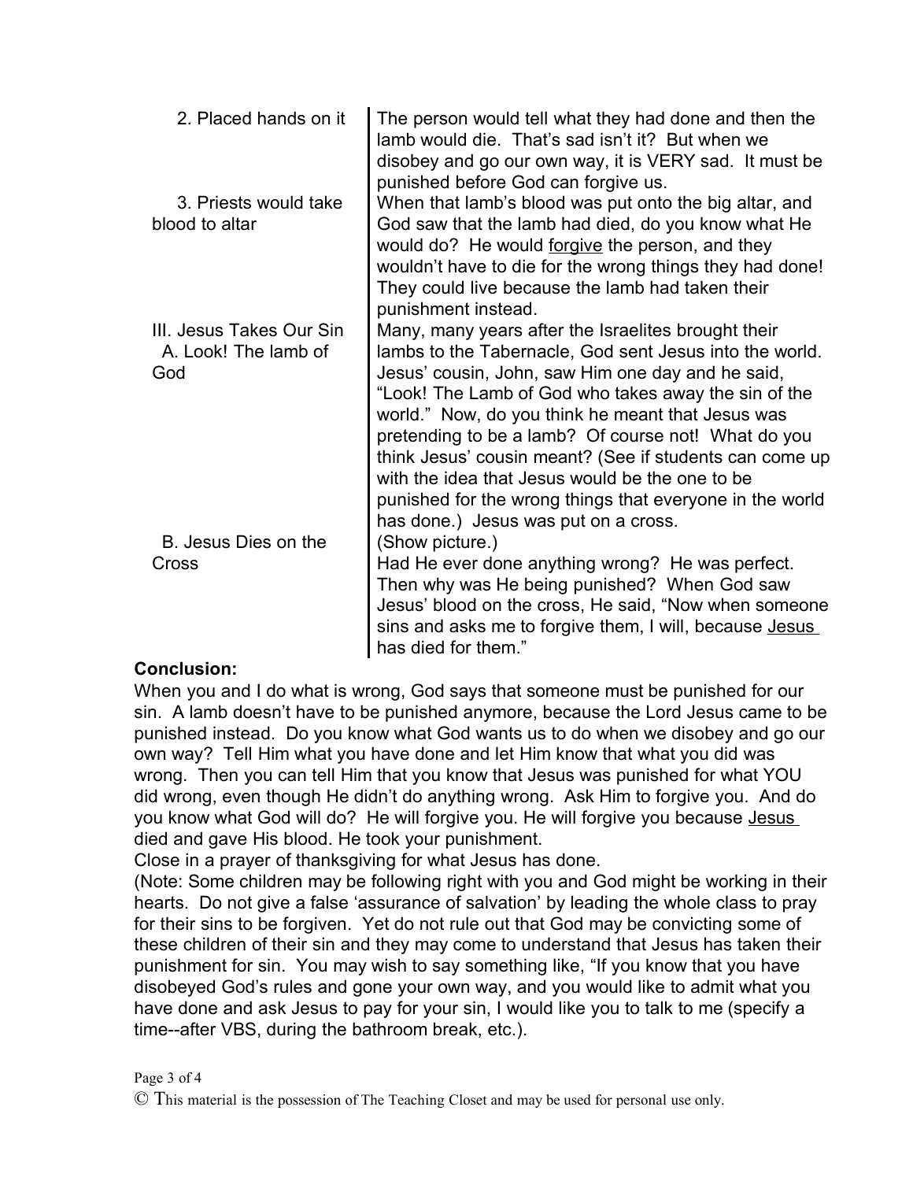| | |
|---|---|
| 2. Placed hands on it | The person would tell what they had done and then the lamb would die. That's sad isn't it? But when we disobey and go our own way, it is VERY sad. It must be punished before God can forgive us. |
| 3. Priests would take blood to altar | When that lamb's blood was put onto the big altar, and God saw that the lamb had died, do you know what He would do? He would <u>forgive</u> the person, and they wouldn't have to die for the wrong things they had done! They could live because the lamb had taken their punishment instead. |
| III. Jesus Takes Our Sin<br>A. Look! The lamb of God | Many, many years after the Israelites brought their lambs to the Tabernacle, God sent Jesus into the world. Jesus' cousin, John, saw Him one day and he said, "Look! The Lamb of God who takes away the sin of the world." Now, do you think he meant that Jesus was pretending to be a lamb? Of course not! What do you think Jesus' cousin meant? (See if students can come up with the idea that Jesus would be the one to be punished for the wrong things that everyone in the world has done.) Jesus was put on a cross. |
| B. Jesus Dies on the Cross | (Show picture.)<br>Had He ever done anything wrong? He was perfect. Then why was He being punished? When God saw Jesus' blood on the cross, He said, "Now when someone sins and asks me to forgive them, I will, because <u>Jesus</u> has died for them." |

**Conclusion:**

When you and I do what is wrong, God says that someone must be punished for our sin. A lamb doesn't have to be punished anymore, because the Lord Jesus came to be punished instead. Do you know what God wants us to do when we disobey and go our own way? Tell Him what you have done and let Him know that what you did was wrong. Then you can tell Him that you know that Jesus was punished for what YOU did wrong, even though He didn't do anything wrong. Ask Him to forgive you. And do you know what God will do? He will forgive you. He will forgive you because <u>Jesus</u> died and gave His blood. He took your punishment.

Close in a prayer of thanksgiving for what Jesus has done.

(Note: Some children may be following right with you and God might be working in their hearts. Do not give a false 'assurance of salvation' by leading the whole class to pray for their sins to be forgiven. Yet do not rule out that God may be convicting some of these children of their sin and they may come to understand that Jesus has taken their punishment for sin. You may wish to say something like, "If you know that you have disobeyed God's rules and gone your own way, and you would like to admit what you have done and ask Jesus to pay for your sin, I would like you to talk to me (specify a time--after VBS, during the bathroom break, etc.).

© This material is the possession of The Teaching Closet and may be used for personal use only.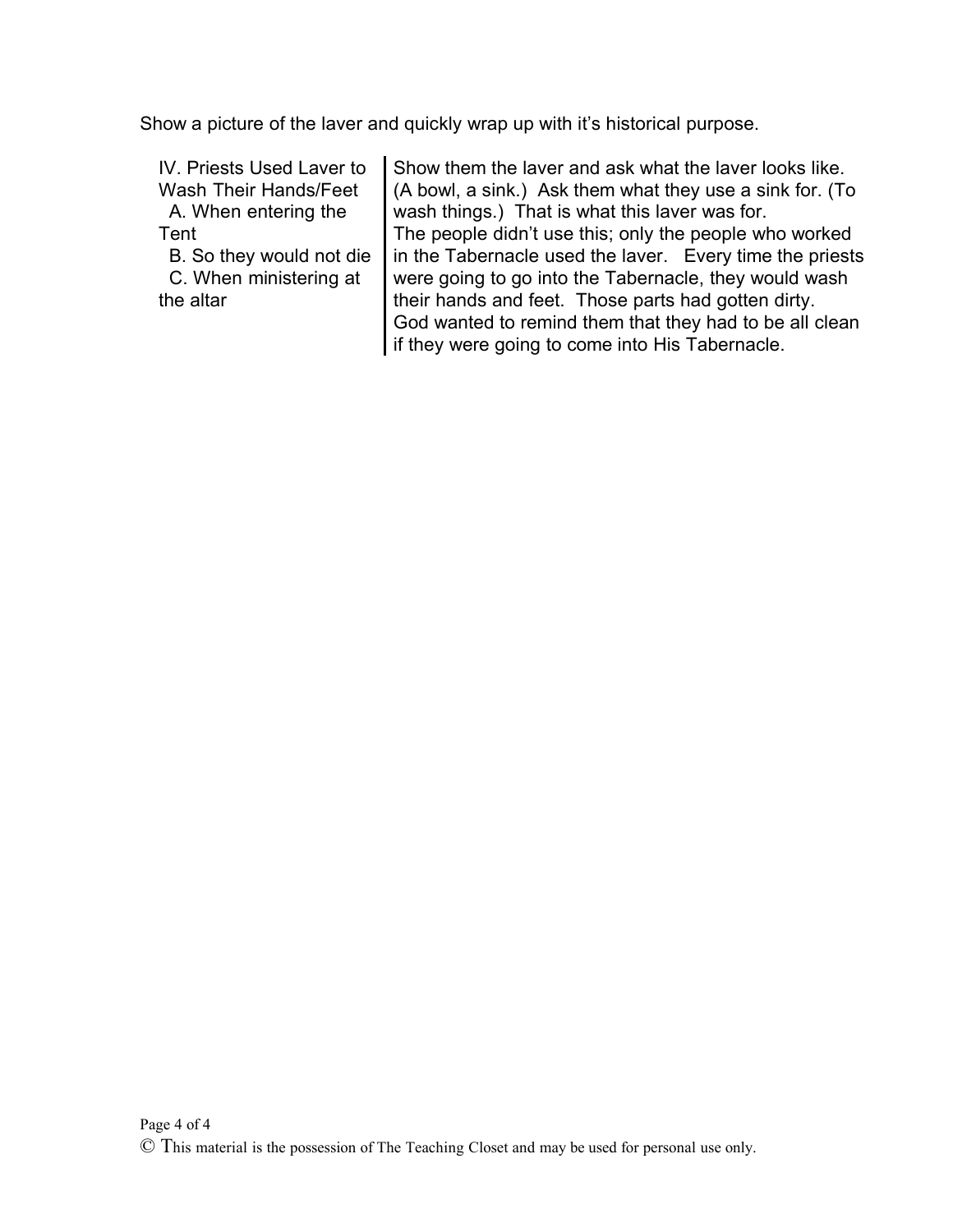Show a picture of the laver and quickly wrap up with it's historical purpose.

| | |
|---|---|
| IV. Priests Used Laver to Wash Their Hands/Feet<br>A. When entering the Tent<br>B. So they would not die<br>C. When ministering at the altar | Show them the laver and ask what the laver looks like. (A bowl, a sink.) Ask them what they use a sink for. (To wash things.) That is what this laver was for.<br>The people didn't use this; only the people who worked in the Tabernacle used the laver. Every time the priests were going to go into the Tabernacle, they would wash their hands and feet. Those parts had gotten dirty. God wanted to remind them that they had to be all clean if they were going to come into His Tabernacle. |

© This material is the possession of The Teaching Closet and may be used for personal use only.